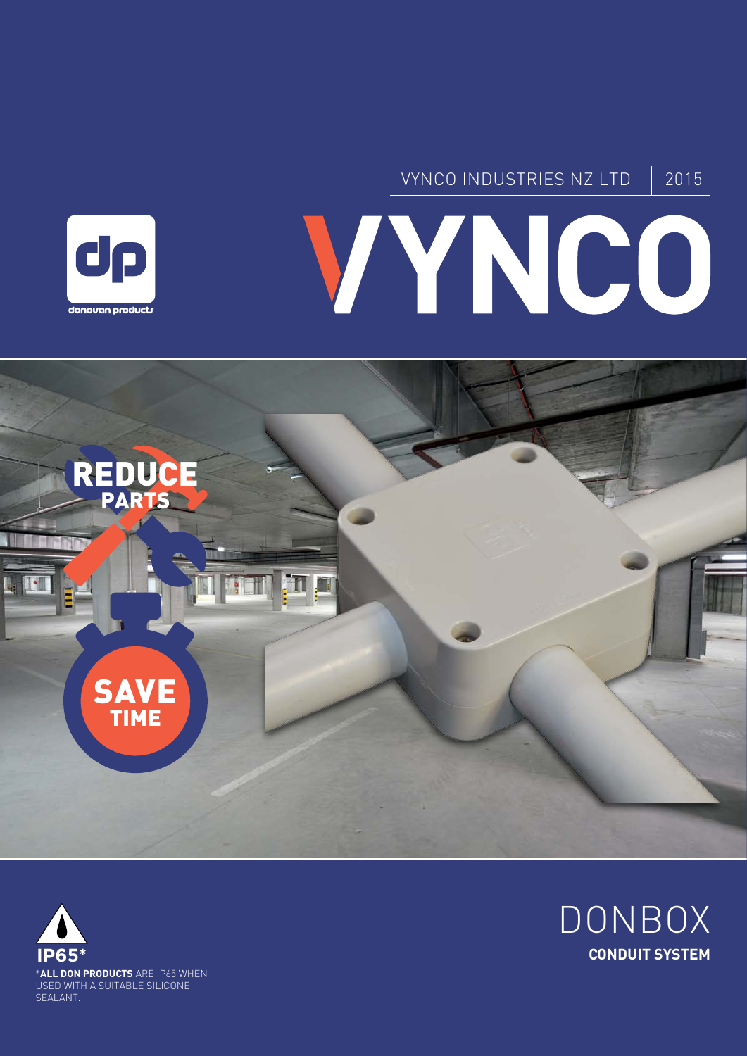VYNCO INDUSTRIES NZ LTD | 2015

dp
donovan products

# VYNCO

REDUCE PARTS

SAVE TIME

IP65*

*ALL DON PRODUCTS ARE IP65 WHEN USED WITH A SUITABLE SILICONE SEALANT.

# DONBOX

## CONDUIT SYSTEM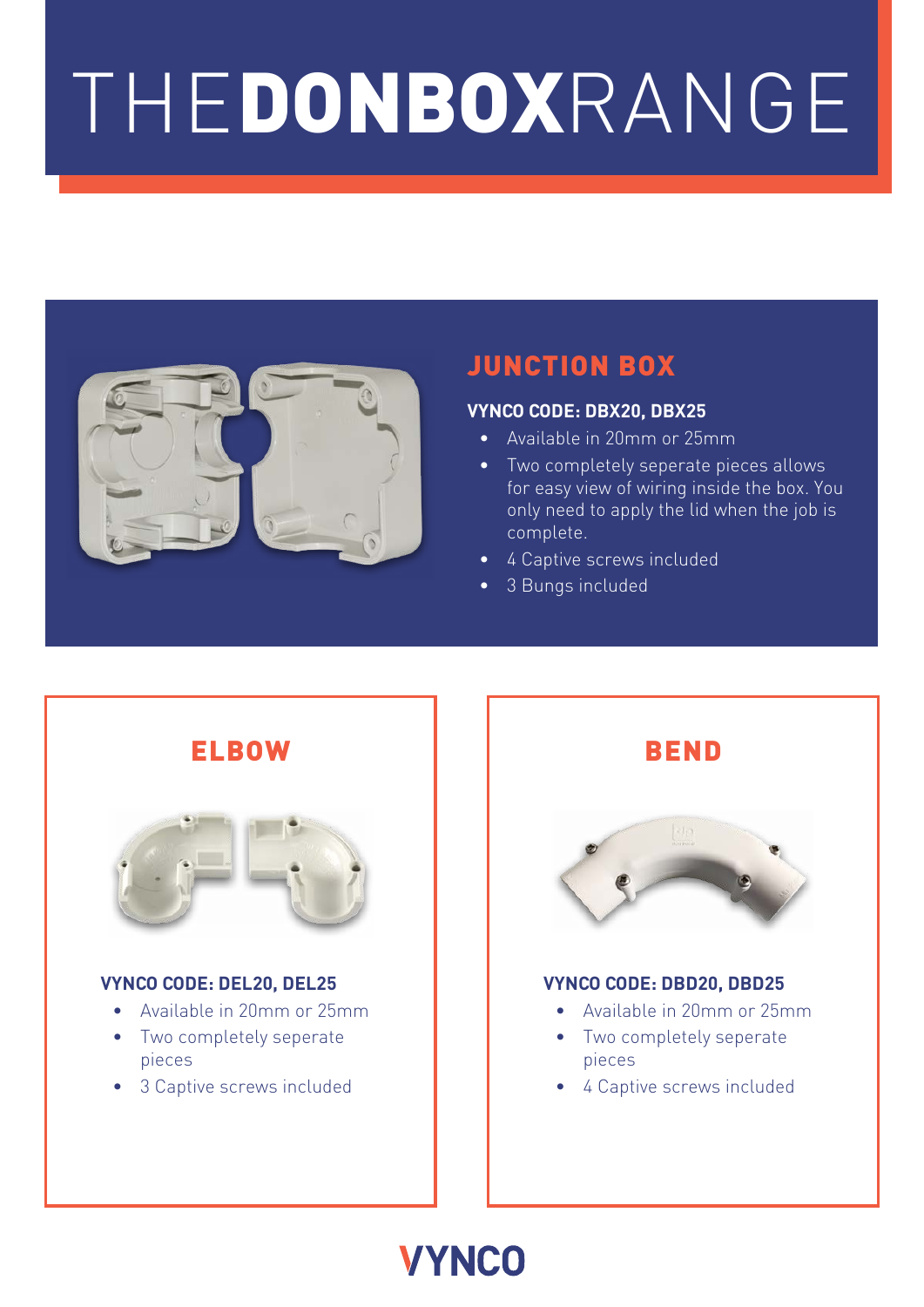# THE**DONBOX**RANGE

## JUNCTION BOX

**VYNCO CODE: DBX20, DBX25**

- Available in 20mm or 25mm
- Two completely seperate pieces allows for easy view of wiring inside the box. You only need to apply the lid when the job is complete.
- 4 Captive screws included
- 3 Bungs included

## ELBOW

**VYNCO CODE: DEL20, DEL25**

- Available in 20mm or 25mm
- Two completely seperate pieces
- 3 Captive screws included

## BEND

**VYNCO CODE: DBD20, DBD25**

- Available in 20mm or 25mm
- Two completely seperate pieces
- 4 Captive screws included

VYNCO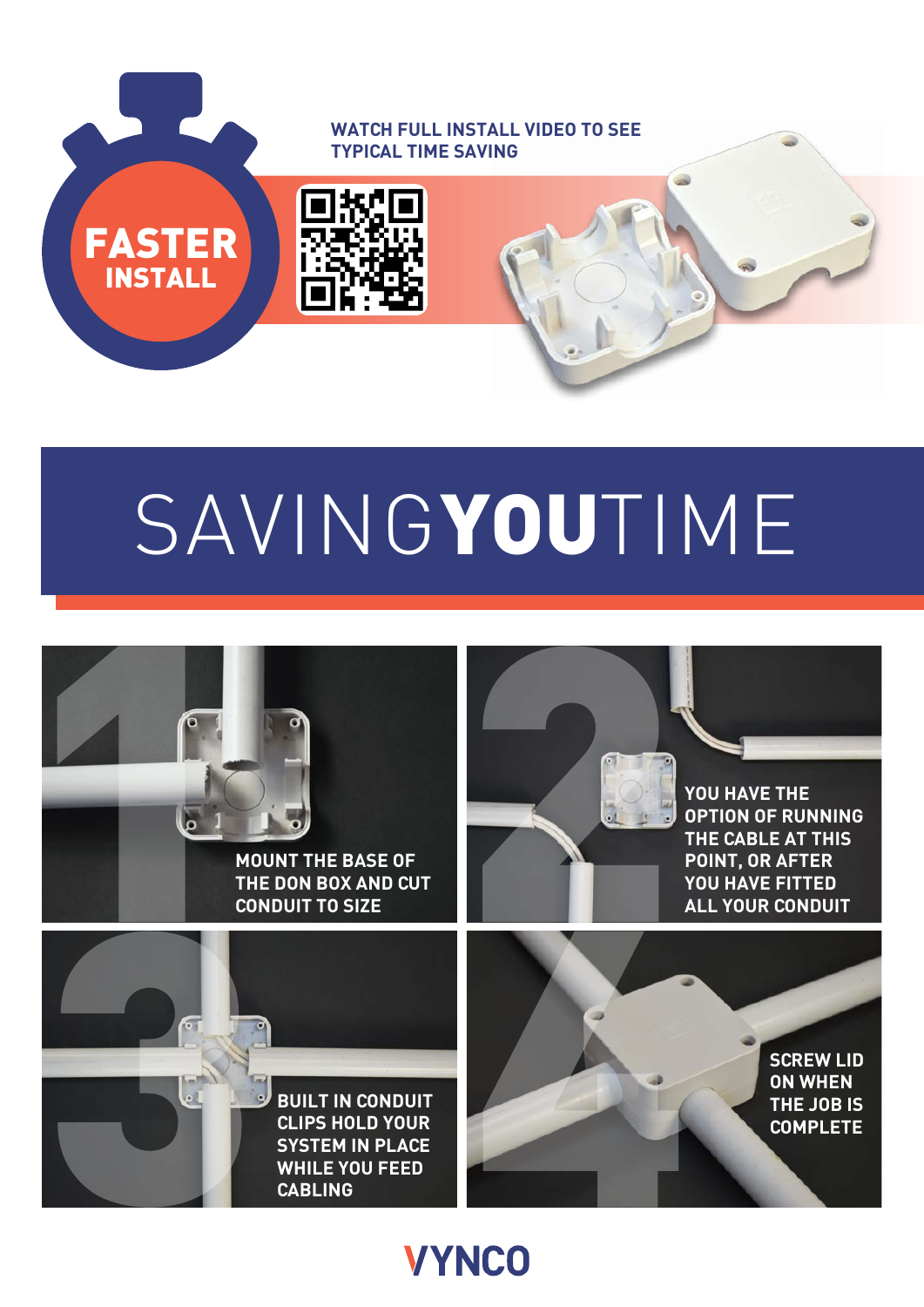FASTER INSTALL

WATCH FULL INSTALL VIDEO TO SEE TYPICAL TIME SAVING

# SAVING**YOU**TIME

1. MOUNT THE BASE OF THE DON BOX AND CUT CONDUIT TO SIZE

2. YOU HAVE THE OPTION OF RUNNING THE CABLE AT THIS POINT, OR AFTER YOU HAVE FITTED ALL YOUR CONDUIT

3. BUILT IN CONDUIT CLIPS HOLD YOUR SYSTEM IN PLACE WHILE YOU FEED CABLING

4. SCREW LID ON WHEN THE JOB IS COMPLETE

VYNCO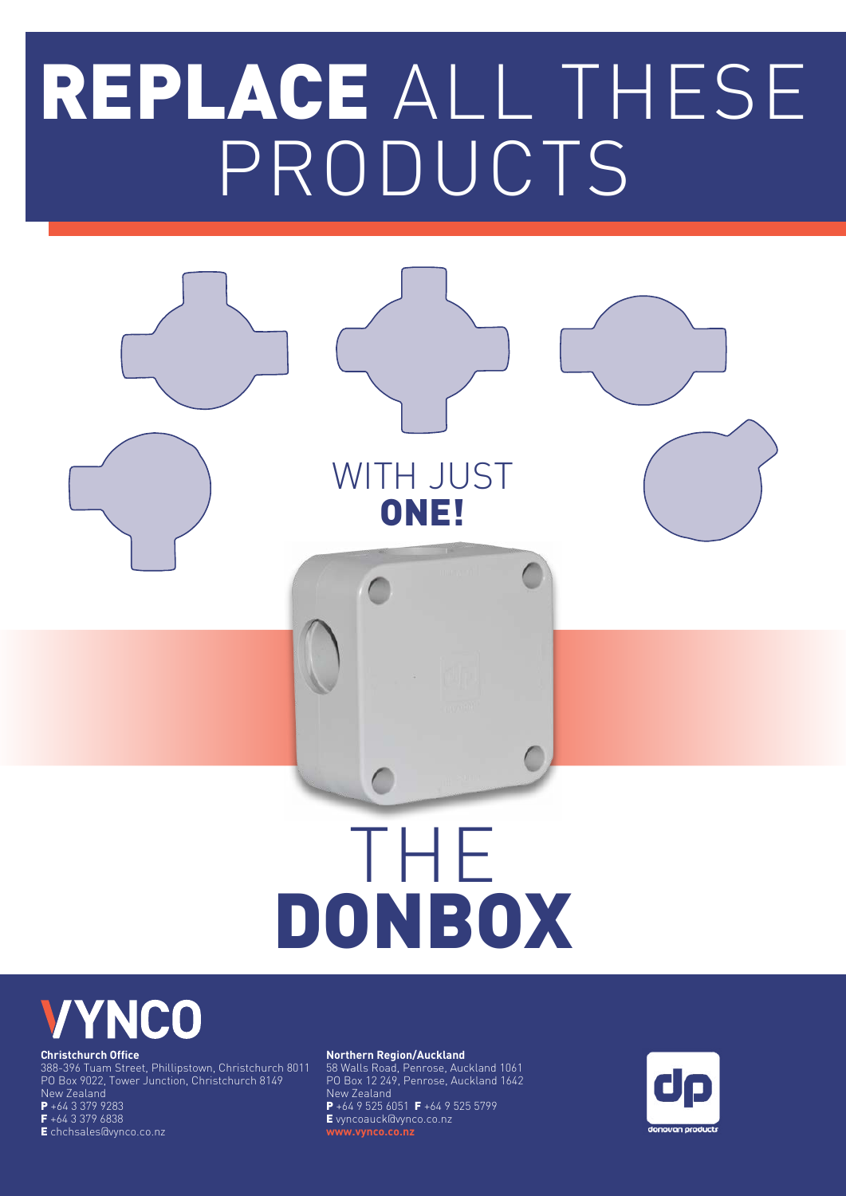# REPLACE ALL THESE PRODUCTS

WITH JUST **ONE!**

# THE DONBOX

## VYNCO

**Christchurch Office**
388-396 Tuam Street, Phillipstown, Christchurch 8011
PO Box 9022, Tower Junction, Christchurch 8149
New Zealand
**P** +64 3 379 9283
**F** +64 3 379 6838
**E** chchsales@vynco.co.nz

**Northern Region/Auckland**
58 Walls Road, Penrose, Auckland 1061
PO Box 12 249, Penrose, Auckland 1642
New Zealand
**P** +64 9 525 6051 **F** +64 9 525 5799
**E** vyncoauck@vynco.co.nz
**www.vynco.co.nz**

dp donovan products